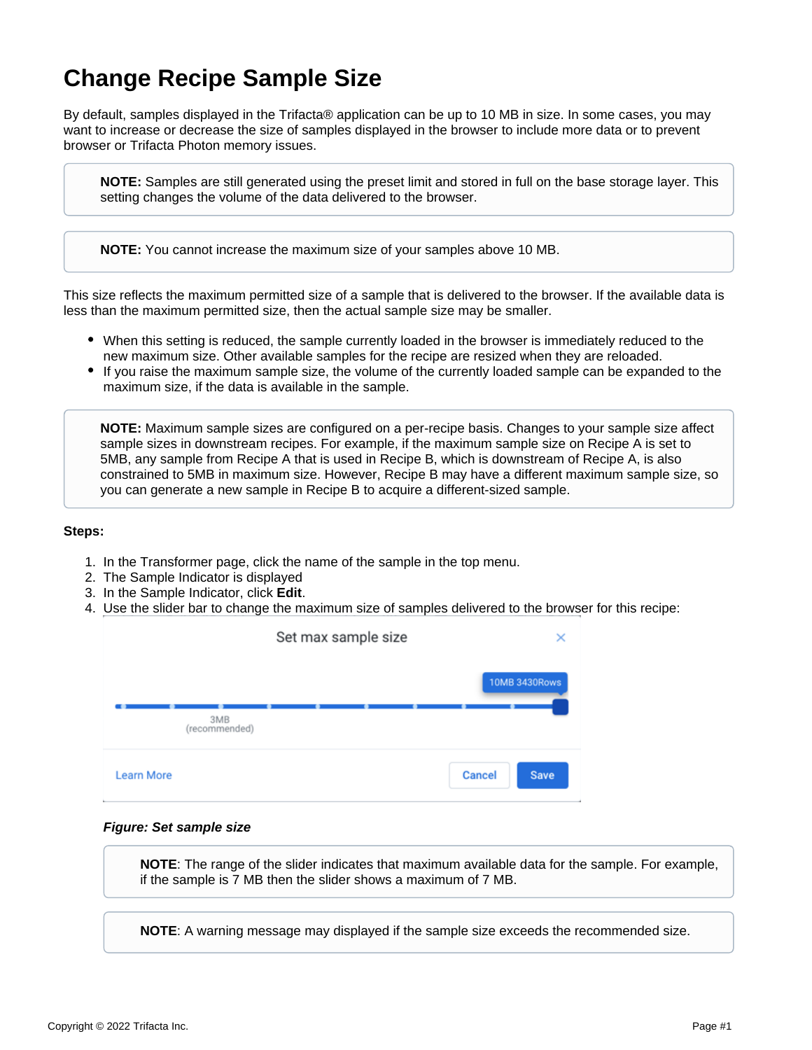# Change Recipe Sample Size

By default, samples displayed in the Trifacta® application can be up to 10 MB in size. In some cases, you may want to increase or decrease the size of samples displayed in the browser to include more data or to prevent browser or Trifacta Photon memory issues.

> **NOTE:** Samples are still generated using the preset limit and stored in full on the base storage layer. This setting changes the volume of the data delivered to the browser.

> **NOTE:** You cannot increase the maximum size of your samples above 10 MB.

This size reflects the maximum permitted size of a sample that is delivered to the browser. If the available data is less than the maximum permitted size, then the actual sample size may be smaller.

- When this setting is reduced, the sample currently loaded in the browser is immediately reduced to the new maximum size. Other available samples for the recipe are resized when they are reloaded.
- If you raise the maximum sample size, the volume of the currently loaded sample can be expanded to the maximum size, if the data is available in the sample.

> **NOTE:** Maximum sample sizes are configured on a per-recipe basis. Changes to your sample size affect sample sizes in downstream recipes. For example, if the maximum sample size on Recipe A is set to 5MB, any sample from Recipe A that is used in Recipe B, which is downstream of Recipe A, is also constrained to 5MB in maximum size. However, Recipe B may have a different maximum sample size, so you can generate a new sample in Recipe B to acquire a different-sized sample.

**Steps:**

1. In the Transformer page, click the name of the sample in the top menu.
2. The Sample Indicator is displayed
3. In the Sample Indicator, click **Edit**.
4. Use the slider bar to change the maximum size of samples delivered to the browser for this recipe:

   Set max sample size

   10MB 3430Rows

   3MB (recommended)

   Learn More   Cancel   Save

   ***Figure: Set sample size***

   > **NOTE**: The range of the slider indicates that maximum available data for the sample. For example, if the sample is 7 MB then the slider shows a maximum of 7 MB.

   > **NOTE**: A warning message may displayed if the sample size exceeds the recommended size.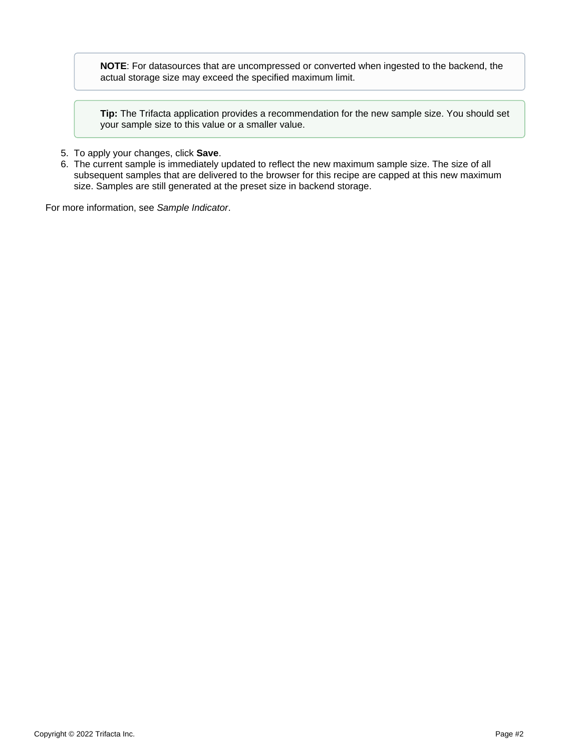> **NOTE**: For datasources that are uncompressed or converted when ingested to the backend, the actual storage size may exceed the specified maximum limit.

> **Tip:** The Trifacta application provides a recommendation for the new sample size. You should set your sample size to this value or a smaller value.

5. To apply your changes, click **Save**.
6. The current sample is immediately updated to reflect the new maximum sample size. The size of all subsequent samples that are delivered to the browser for this recipe are capped at this new maximum size. Samples are still generated at the preset size in backend storage.

For more information, see *Sample Indicator*.